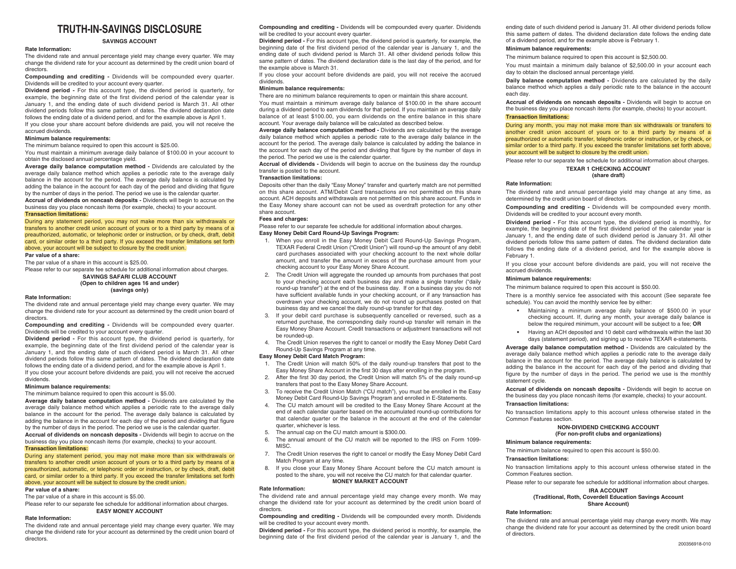# TRUTH-IN-SAVINGS DISCLOSURE

## SAVINGS ACCOUNT

**Rate Information:**

The dividend rate and annual percentage yield may change every quarter. We may change the dividend rate for your account as determined by the credit union board of directors.

**Compounding and crediting -** Dividends will be compounded every quarter. Dividends will be credited to your account every quarter.

**Dividend period -** For this account type, the dividend period is quarterly, for example, the beginning date of the first dividend period of the calendar year is January 1, and the ending date of such dividend period is March 31. All other dividend periods follow this same pattern of dates. The dividend declaration date follows the ending date of a dividend period, and for the example above is April 1.

If you close your share account before dividends are paid, you will not receive the accrued dividends.

**Minimum balance requirements:**

The minimum balance required to open this account is $25.00.

You must maintain a minimum average daily balance of $100.00 in your account to obtain the disclosed annual percentage yield.

**Average daily balance computation method -** Dividends are calculated by the average daily balance method which applies a periodic rate to the average daily balance in the account for the period. The average daily balance is calculated by adding the balance in the account for each day of the period and dividing that figure by the number of days in the period. The period we use is the calendar quarter.

**Accrual of dividends on noncash deposits -** Dividends will begin to accrue on the business day you place noncash items (for example, checks) to your account.

**Transaction limitations:**

During any statement period, you may not make more than six withdrawals or transfers to another credit union account of yours or to a third party by means of a preauthorized, automatic, or telephonic order or instruction, or by check, draft, debit card, or similar order to a third party. If you exceed the transfer limitations set forth above, your account will be subject to closure by the credit union.

**Par value of a share:**

The par value of a share in this account is $25.00.

Please refer to our separate fee schedule for additional information about charges.

## SAVINGS SAFARI CLUB ACCOUNT
**(Open to children ages 16 and under)**
**(savings only)**

**Rate Information:**

The dividend rate and annual percentage yield may change every quarter. We may change the dividend rate for your account as determined by the credit union board of directors.

**Compounding and crediting -** Dividends will be compounded every quarter. Dividends will be credited to your account every quarter.

**Dividend period -** For this account type, the dividend period is quarterly, for example, the beginning date of the first dividend period of the calendar year is January 1, and the ending date of such dividend period is March 31. All other dividend periods follow this same pattern of dates. The dividend declaration date follows the ending date of a dividend period, and for the example above is April 1.

If you close your account before dividends are paid, you will not receive the accrued dividends.

**Minimum balance requirements:**

The minimum balance required to open this account is $5.00.

**Average daily balance computation method -** Dividends are calculated by the average daily balance method which applies a periodic rate to the average daily balance in the account for the period. The average daily balance is calculated by adding the balance in the account for each day of the period and dividing that figure by the number of days in the period. The period we use is the calendar quarter.

**Accrual of dividends on noncash deposits -** Dividends will begin to accrue on the business day you place noncash items (for example, checks) to your account.

**Transaction limitations:**

During any statement period, you may not make more than six withdrawals or transfers to another credit union account of yours or to a third party by means of a preauthorized, automatic, or telephonic order or instruction, or by check, draft, debit card, or similar order to a third party. If you exceed the transfer limitations set forth above, your account will be subject to closure by the credit union.

**Par value of a share:**

The par value of a share in this account is $5.00.

Please refer to our separate fee schedule for additional information about charges.

## EASY MONEY ACCOUNT

**Rate Information:**

The dividend rate and annual percentage yield may change every quarter. We may change the dividend rate for your account as determined by the credit union board of directors.

**Compounding and crediting -** Dividends will be compounded every quarter. Dividends will be credited to your account every quarter.

**Dividend period -** For this account type, the dividend period is quarterly, for example, the beginning date of the first dividend period of the calendar year is January 1, and the ending date of such dividend period is March 31. All other dividend periods follow this same pattern of dates. The dividend declaration date is the last day of the period, and for the example above is March 31.

If you close your account before dividends are paid, you will not receive the accrued dividends.

**Minimum balance requirements:**

There are no minimum balance requirements to open or maintain this share account.

You must maintain a minimum average daily balance of $100.00 in the share account during a dividend period to earn dividends for that period. If you maintain an average daily balance of at least $100.00, you earn dividends on the entire balance in this share account. Your average daily balance will be calculated as described below.

**Average daily balance computation method -** Dividends are calculated by the average daily balance method which applies a periodic rate to the average daily balance in the account for the period. The average daily balance is calculated by adding the balance in the account for each day of the period and dividing that figure by the number of days in the period. The period we use is the calendar quarter.

**Accrual of dividends -** Dividends will begin to accrue on the business day the roundup transfer is posted to the account.

**Transaction limitations:**

Deposits other than the daily "Easy Money" transfer and quarterly match are not permitted on this share account. ATM/Debit Card transactions are not permitted on this share account. ACH deposits and withdrawals are not permitted on this share account. Funds in the Easy Money share account can not be used as overdraft protection for any other share account.

**Fees and charges:**

Please refer to our separate fee schedule for additional information about charges.

**Easy Money Debit Card Round-Up Savings Program:**

1. When you enroll in the Easy Money Debit Card Round-Up Savings Program, TEXAR Federal Credit Union ("Credit Union") will round-up the amount of any debit card purchases associated with your checking account to the next whole dollar amount, and transfer the amount in excess of the purchase amount from your checking account to your Easy Money Share Account.
2. The Credit Union will aggregate the rounded up amounts from purchases that post to your checking account each business day and make a single transfer ("daily round-up transfer") at the end of the business day. If on a business day you do not have sufficient available funds in your checking account, or if any transaction has overdrawn your checking account, we do not round up purchases posted on that business day and we cancel the daily round-up transfer for that day.
3. If your debit card purchase is subsequently cancelled or reversed, such as a returned purchase, the corresponding daily round-up transfer will remain in the Easy Money Share Account. Credit transactions or adjustment transactions will not be rounded-up.
4. The Credit Union reserves the right to cancel or modify the Easy Money Debit Card Round-Up Savings Program at any time.

**Easy Money Debit Card Match Program:**

1. The Credit Union will match 50% of the daily round-up transfers that post to the Easy Money Share Account in the first 30 days after enrolling in the program.
2. After the first 30 day period, the Credit Union will match 5% of the daily round-up transfers that post to the Easy Money Share Account.
3. To receive the Credit Union Match ("CU match"), you must be enrolled in the Easy Money Debit Card Round-Up Savings Program and enrolled in E-Statements.
4. The CU match amount will be credited to the Easy Money Share Account at the end of each calendar quarter based on the accumulated round-up contributions for that calendar quarter or the balance in the account at the end of the calendar quarter, whichever is less.
5. The annual cap on the CU match amount is $300.00.
6. The annual amount of the CU match will be reported to the IRS on Form 1099-MISC.
7. The Credit Union reserves the right to cancel or modify the Easy Money Debit Card Match Program at any time.
8. If you close your Easy Money Share Account before the CU match amount is posted to the share, you will not receive the CU match for that calendar quarter.

## MONEY MARKET ACCOUNT

**Rate Information:**

The dividend rate and annual percentage yield may change every month. We may change the dividend rate for your account as determined by the credit union board of directors.

**Compounding and crediting -** Dividends will be compounded every month. Dividends will be credited to your account every month.

**Dividend period -** For this account type, the dividend period is monthly, for example, the beginning date of the first dividend period of the calendar year is January 1, and the ending date of such dividend period is January 31. All other dividend periods follow this same pattern of dates. The dividend declaration date follows the ending date of a dividend period, and for the example above is February 1.

**Minimum balance requirements:**

The minimum balance required to open this account is $2,500.00.

You must maintain a minimum daily balance of $2,500.00 in your account each day to obtain the disclosed annual percentage yield.

**Daily balance computation method -** Dividends are calculated by the daily balance method which applies a daily periodic rate to the balance in the account each day.

**Accrual of dividends on noncash deposits -** Dividends will begin to accrue on the business day you place noncash items (for example, checks) to your account.

**Transaction limitations:**

During any month, you may not make more than six withdrawals or transfers to another credit union account of yours or to a third party by means of a preauthorized or automatic transfer, telephonic order or instruction, or by check, or similar order to a third party. If you exceed the transfer limitations set forth above, your account will be subject to closure by the credit union.

Please refer to our separate fee schedule for additional information about charges.

## TEXAR 1 CHECKING ACCOUNT
**(share draft)**

**Rate Information:**

The dividend rate and annual percentage yield may change at any time, as determined by the credit union board of directors.

**Compounding and crediting -** Dividends will be compounded every month. Dividends will be credited to your account every month.

**Dividend period -** For this account type, the dividend period is monthly, for example, the beginning date of the first dividend period of the calendar year is January 1, and the ending date of such dividend period is January 31. All other dividend periods follow this same pattern of dates. The dividend declaration date follows the ending date of a dividend period, and for the example above is February 1.

If you close your account before dividends are paid, you will not receive the accrued dividends.

**Minimum balance requirements:**

The minimum balance required to open this account is $50.00.

There is a monthly service fee associated with this account (See separate fee schedule). You can avoid the monthly service fee by either:

- Maintaining a minimum average daily balance of $500.00 in your checking account. If, during any month, your average daily balance is below the required minimum, your account will be subject to a fee; **OR**
- Having an ACH deposited and 10 debit card withdrawals within the last 30 days (statement period), and signing up to receive TEXAR e-statements.

**Average daily balance computation method -** Dividends are calculated by the average daily balance method which applies a periodic rate to the average daily balance in the account for the period. The average daily balance is calculated by adding the balance in the account for each day of the period and dividing that figure by the number of days in the period. The period we use is the monthly statement cycle.

**Accrual of dividends on noncash deposits -** Dividends will begin to accrue on the business day you place noncash items (for example, checks) to your account.

**Transaction limitations:**

No transaction limitations apply to this account unless otherwise stated in the Common Features section.

## NON-DIVIDEND CHECKING ACCOUNT
**(For non-profit clubs and organizations)**

**Minimum balance requirements:**

The minimum balance required to open this account is $50.00.

**Transaction limitations:**

No transaction limitations apply to this account unless otherwise stated in the Common Features section.

Please refer to our separate fee schedule for additional information about charges.

## IRA ACCOUNT
**(Traditional, Roth, Coverdell Education Savings Account Share Account)**

**Rate Information:**

The dividend rate and annual percentage yield may change every month. We may change the dividend rate for your account as determined by the credit union board of directors.

200356918-010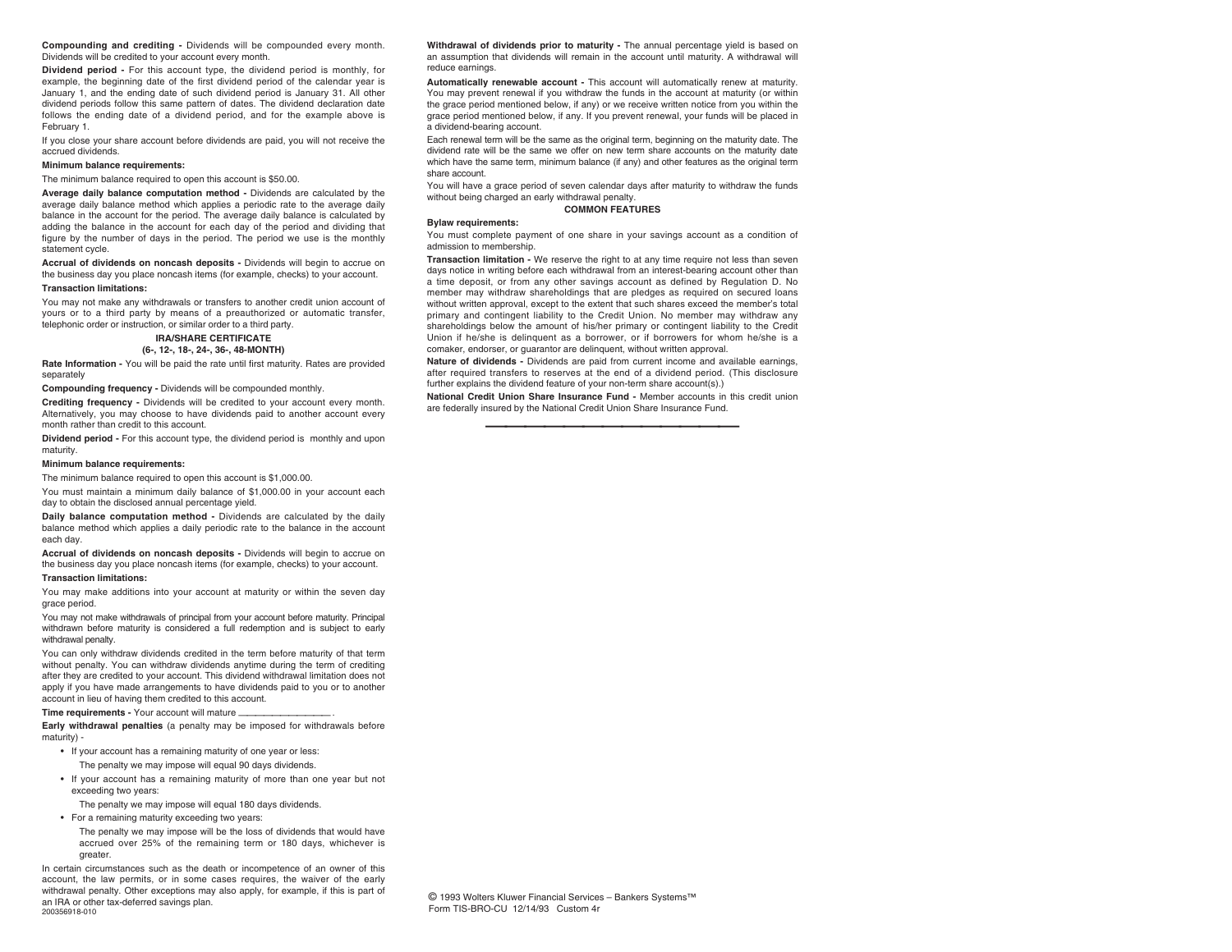**Compounding and crediting -** Dividends will be compounded every month. Dividends will be credited to your account every month.

**Dividend period -** For this account type, the dividend period is monthly, for example, the beginning date of the first dividend period of the calendar year is January 1, and the ending date of such dividend period is January 31. All other dividend periods follow this same pattern of dates. The dividend declaration date follows the ending date of a dividend period, and for the example above is February 1.

If you close your share account before dividends are paid, you will not receive the accrued dividends.

**Minimum balance requirements:**

The minimum balance required to open this account is $50.00.

**Average daily balance computation method -** Dividends are calculated by the average daily balance method which applies a periodic rate to the average daily balance in the account for the period. The average daily balance is calculated by adding the balance in the account for each day of the period and dividing that figure by the number of days in the period. The period we use is the monthly statement cycle.

**Accrual of dividends on noncash deposits -** Dividends will begin to accrue on the business day you place noncash items (for example, checks) to your account.

**Transaction limitations:**

You may not make any withdrawals or transfers to another credit union account of yours or to a third party by means of a preauthorized or automatic transfer, telephonic order or instruction, or similar order to a third party.

## IRA/SHARE CERTIFICATE
## (6-, 12-, 18-, 24-, 36-, 48-MONTH)

**Rate Information -** You will be paid the rate until first maturity. Rates are provided separately

**Compounding frequency -** Dividends will be compounded monthly.

**Crediting frequency -** Dividends will be credited to your account every month. Alternatively, you may choose to have dividends paid to another account every month rather than credit to this account.

**Dividend period -** For this account type, the dividend period is monthly and upon maturity.

**Minimum balance requirements:**

The minimum balance required to open this account is $1,000.00.

You must maintain a minimum daily balance of $1,000.00 in your account each day to obtain the disclosed annual percentage yield.

**Daily balance computation method -** Dividends are calculated by the daily balance method which applies a daily periodic rate to the balance in the account each day.

**Accrual of dividends on noncash deposits -** Dividends will begin to accrue on the business day you place noncash items (for example, checks) to your account.

**Transaction limitations:**

You may make additions into your account at maturity or within the seven day grace period.

You may not make withdrawals of principal from your account before maturity. Principal withdrawn before maturity is considered a full redemption and is subject to early withdrawal penalty.

You can only withdraw dividends credited in the term before maturity of that term without penalty. You can withdraw dividends anytime during the term of crediting after they are credited to your account. This dividend withdrawal limitation does not apply if you have made arrangements to have dividends paid to you or to another account in lieu of having them credited to this account.

**Time requirements -** Your account will mature _______________ .

**Early withdrawal penalties** (a penalty may be imposed for withdrawals before maturity) -

- If your account has a remaining maturity of one year or less:

  The penalty we may impose will equal 90 days dividends.

- If your account has a remaining maturity of more than one year but not exceeding two years:

  The penalty we may impose will equal 180 days dividends.

- For a remaining maturity exceeding two years:

  The penalty we may impose will be the loss of dividends that would have accrued over 25% of the remaining term or 180 days, whichever is greater.

In certain circumstances such as the death or incompetence of an owner of this account, the law permits, or in some cases requires, the waiver of the early withdrawal penalty. Other exceptions may also apply, for example, if this is part of an IRA or other tax-deferred savings plan.

200356918-010

**Withdrawal of dividends prior to maturity -** The annual percentage yield is based on an assumption that dividends will remain in the account until maturity. A withdrawal will reduce earnings.

**Automatically renewable account -** This account will automatically renew at maturity. You may prevent renewal if you withdraw the funds in the account at maturity (or within the grace period mentioned below, if any) or we receive written notice from you within the grace period mentioned below, if any. If you prevent renewal, your funds will be placed in a dividend-bearing account.

Each renewal term will be the same as the original term, beginning on the maturity date. The dividend rate will be the same we offer on new term share accounts on the maturity date which have the same term, minimum balance (if any) and other features as the original term share account.

You will have a grace period of seven calendar days after maturity to withdraw the funds without being charged an early withdrawal penalty.

## COMMON FEATURES

**Bylaw requirements:**

You must complete payment of one share in your savings account as a condition of admission to membership.

**Transaction limitation -** We reserve the right to at any time require not less than seven days notice in writing before each withdrawal from an interest-bearing account other than a time deposit, or from any other savings account as defined by Regulation D. No member may withdraw shareholdings that are pledges as required on secured loans without written approval, except to the extent that such shares exceed the member's total primary and contingent liability to the Credit Union. No member may withdraw any shareholdings below the amount of his/her primary or contingent liability to the Credit Union if he/she is delinquent as a borrower, or if borrowers for whom he/she is a comaker, endorser, or guarantor are delinquent, without written approval.

**Nature of dividends -** Dividends are paid from current income and available earnings, after required transfers to reserves at the end of a dividend period. (This disclosure further explains the dividend feature of your non-term share account(s).)

**National Credit Union Share Insurance Fund -** Member accounts in this credit union are federally insured by the National Credit Union Share Insurance Fund.

© 1993 Wolters Kluwer Financial Services – Bankers Systems™
Form TIS-BRO-CU 12/14/93 Custom 4r